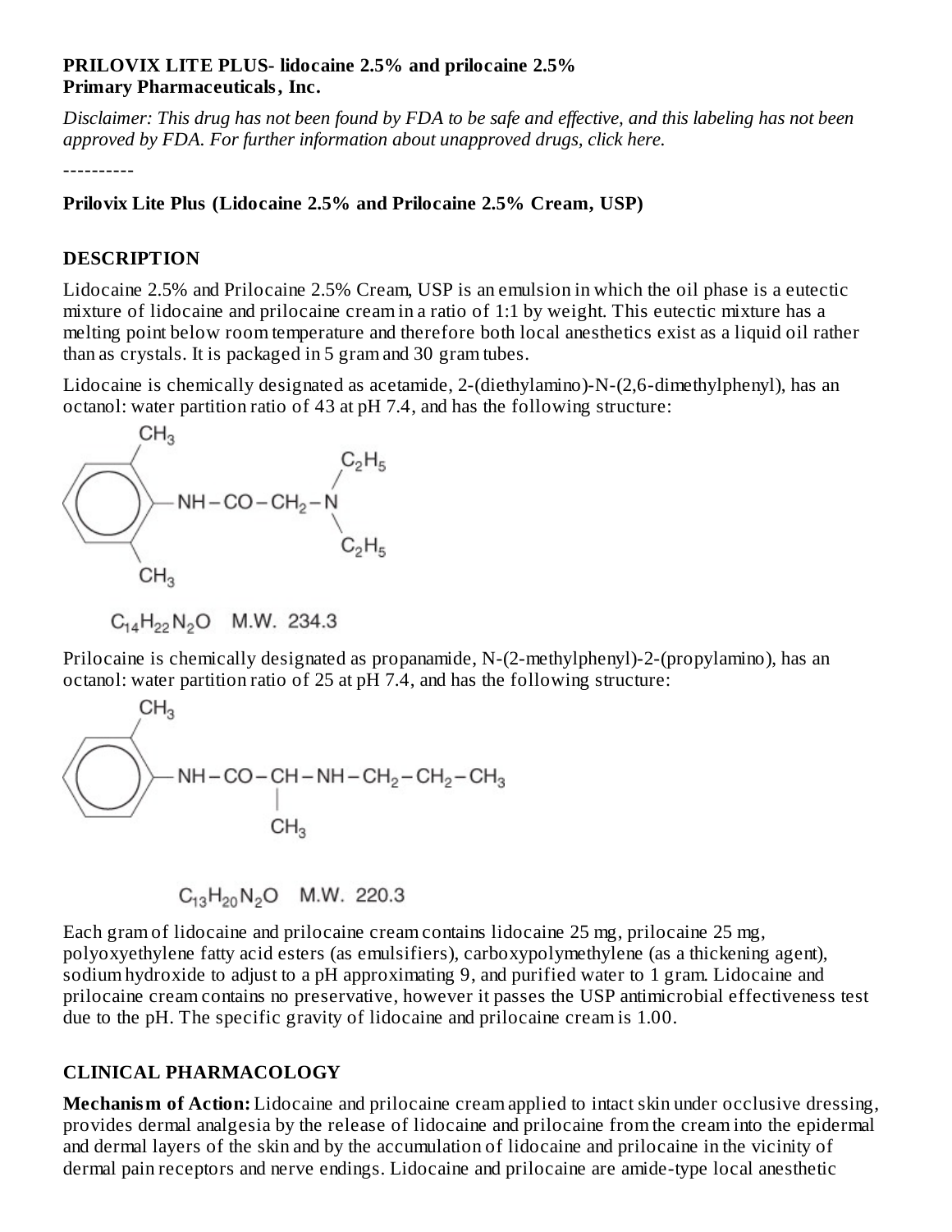**PRILOVIX LITE PLUS- lidocaine 2.5% and prilocaine 2.5%**
**Primary Pharmaceuticals, Inc.**

*Disclaimer: This drug has not been found by FDA to be safe and effective, and this labeling has not been approved by FDA. For further information about unapproved drugs, click here.*

----------

**Prilovix Lite Plus (Lidocaine 2.5% and Prilocaine 2.5% Cream, USP)**

## DESCRIPTION

Lidocaine 2.5% and Prilocaine 2.5% Cream, USP is an emulsion in which the oil phase is a eutectic mixture of lidocaine and prilocaine cream in a ratio of 1:1 by weight. This eutectic mixture has a melting point below room temperature and therefore both local anesthetics exist as a liquid oil rather than as crystals. It is packaged in 5 gram and 30 gram tubes.

Lidocaine is chemically designated as acetamide, 2-(diethylamino)-N-(2,6-dimethylphenyl), has an octanol: water partition ratio of 43 at pH 7.4, and has the following structure:

$C_{14}H_{22}N_2O$ M.W. 234.3

Prilocaine is chemically designated as propanamide, N-(2-methylphenyl)-2-(propylamino), has an octanol: water partition ratio of 25 at pH 7.4, and has the following structure:

$C_{13}H_{20}N_2O$ M.W. 220.3

Each gram of lidocaine and prilocaine cream contains lidocaine 25 mg, prilocaine 25 mg, polyoxyethylene fatty acid esters (as emulsifiers), carboxypolymethylene (as a thickening agent), sodium hydroxide to adjust to a pH approximating 9, and purified water to 1 gram. Lidocaine and prilocaine cream contains no preservative, however it passes the USP antimicrobial effectiveness test due to the pH. The specific gravity of lidocaine and prilocaine cream is 1.00.

## CLINICAL PHARMACOLOGY

**Mechanism of Action:** Lidocaine and prilocaine cream applied to intact skin under occlusive dressing, provides dermal analgesia by the release of lidocaine and prilocaine from the cream into the epidermal and dermal layers of the skin and by the accumulation of lidocaine and prilocaine in the vicinity of dermal pain receptors and nerve endings. Lidocaine and prilocaine are amide-type local anesthetic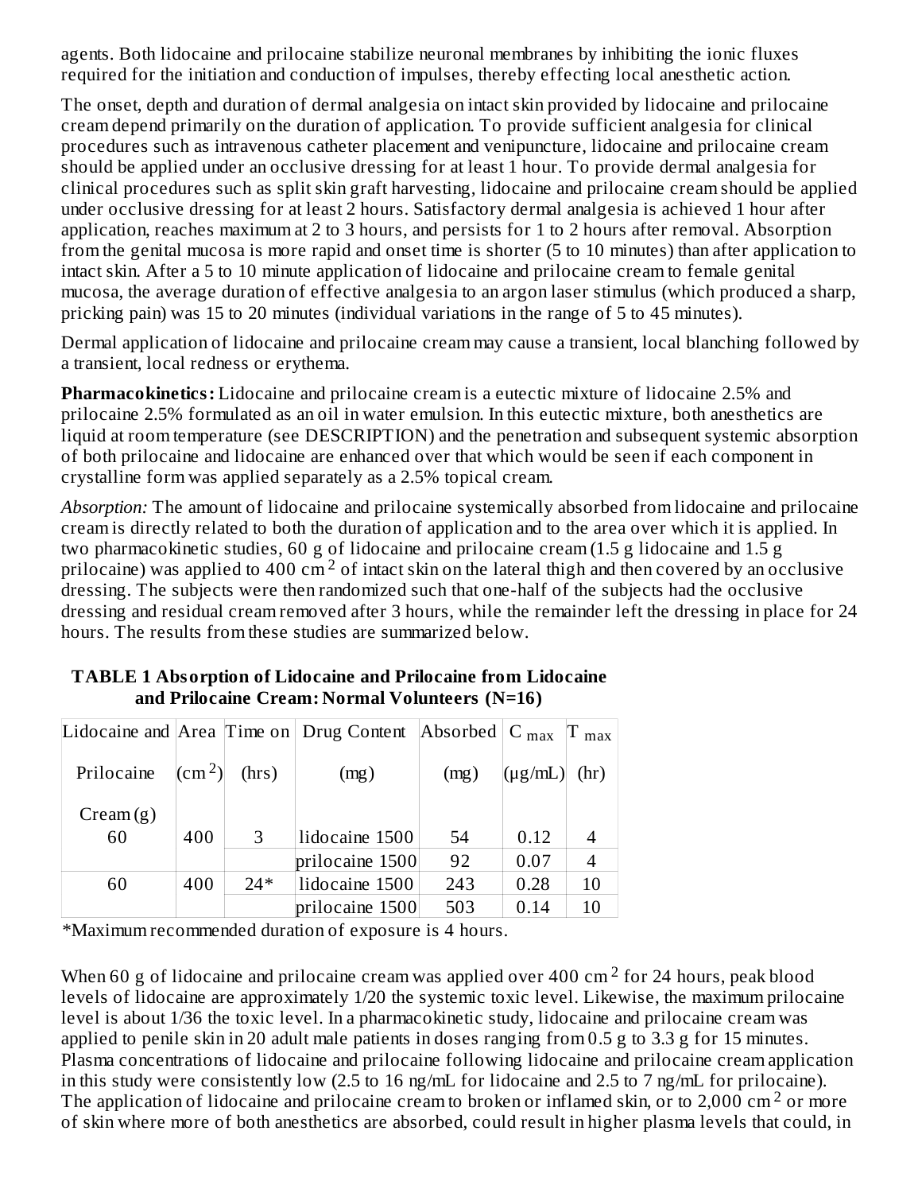agents. Both lidocaine and prilocaine stabilize neuronal membranes by inhibiting the ionic fluxes required for the initiation and conduction of impulses, thereby effecting local anesthetic action.

The onset, depth and duration of dermal analgesia on intact skin provided by lidocaine and prilocaine cream depend primarily on the duration of application. To provide sufficient analgesia for clinical procedures such as intravenous catheter placement and venipuncture, lidocaine and prilocaine cream should be applied under an occlusive dressing for at least 1 hour. To provide dermal analgesia for clinical procedures such as split skin graft harvesting, lidocaine and prilocaine cream should be applied under occlusive dressing for at least 2 hours. Satisfactory dermal analgesia is achieved 1 hour after application, reaches maximum at 2 to 3 hours, and persists for 1 to 2 hours after removal. Absorption from the genital mucosa is more rapid and onset time is shorter (5 to 10 minutes) than after application to intact skin. After a 5 to 10 minute application of lidocaine and prilocaine cream to female genital mucosa, the average duration of effective analgesia to an argon laser stimulus (which produced a sharp, pricking pain) was 15 to 20 minutes (individual variations in the range of 5 to 45 minutes).

Dermal application of lidocaine and prilocaine cream may cause a transient, local blanching followed by a transient, local redness or erythema.

**Pharmacokinetics:** Lidocaine and prilocaine cream is a eutectic mixture of lidocaine 2.5% and prilocaine 2.5% formulated as an oil in water emulsion. In this eutectic mixture, both anesthetics are liquid at room temperature (see DESCRIPTION) and the penetration and subsequent systemic absorption of both prilocaine and lidocaine are enhanced over that which would be seen if each component in crystalline form was applied separately as a 2.5% topical cream.

*Absorption:* The amount of lidocaine and prilocaine systemically absorbed from lidocaine and prilocaine cream is directly related to both the duration of application and to the area over which it is applied. In two pharmacokinetic studies, 60 g of lidocaine and prilocaine cream (1.5 g lidocaine and 1.5 g prilocaine) was applied to 400 $cm^2$ of intact skin on the lateral thigh and then covered by an occlusive dressing. The subjects were then randomized such that one-half of the subjects had the occlusive dressing and residual cream removed after 3 hours, while the remainder left the dressing in place for 24 hours. The results from these studies are summarized below.

**TABLE 1 Absorption of Lidocaine and Prilocaine from Lidocaine and Prilocaine Cream: Normal Volunteers (N=16)**

| Lidocaine and Prilocaine Cream (g) | Area ($cm^2$) | Time on (hrs) | Drug Content (mg) | Absorbed (mg) | $C_{max}$ (μg/mL) | $T_{max}$ (hr) |
|---|---|---|---|---|---|---|
| 60 | 400 | 3 | lidocaine 1500 | 54 | 0.12 | 4 |
| | | | prilocaine 1500 | 92 | 0.07 | 4 |
| 60 | 400 | 24* | lidocaine 1500 | 243 | 0.28 | 10 |
| | | | prilocaine 1500 | 503 | 0.14 | 10 |

*Maximum recommended duration of exposure is 4 hours.

When 60 g of lidocaine and prilocaine cream was applied over 400 $cm^2$ for 24 hours, peak blood levels of lidocaine are approximately 1/20 the systemic toxic level. Likewise, the maximum prilocaine level is about 1/36 the toxic level. In a pharmacokinetic study, lidocaine and prilocaine cream was applied to penile skin in 20 adult male patients in doses ranging from 0.5 g to 3.3 g for 15 minutes. Plasma concentrations of lidocaine and prilocaine following lidocaine and prilocaine cream application in this study were consistently low (2.5 to 16 ng/mL for lidocaine and 2.5 to 7 ng/mL for prilocaine). The application of lidocaine and prilocaine cream to broken or inflamed skin, or to 2,000 $cm^2$ or more of skin where more of both anesthetics are absorbed, could result in higher plasma levels that could, in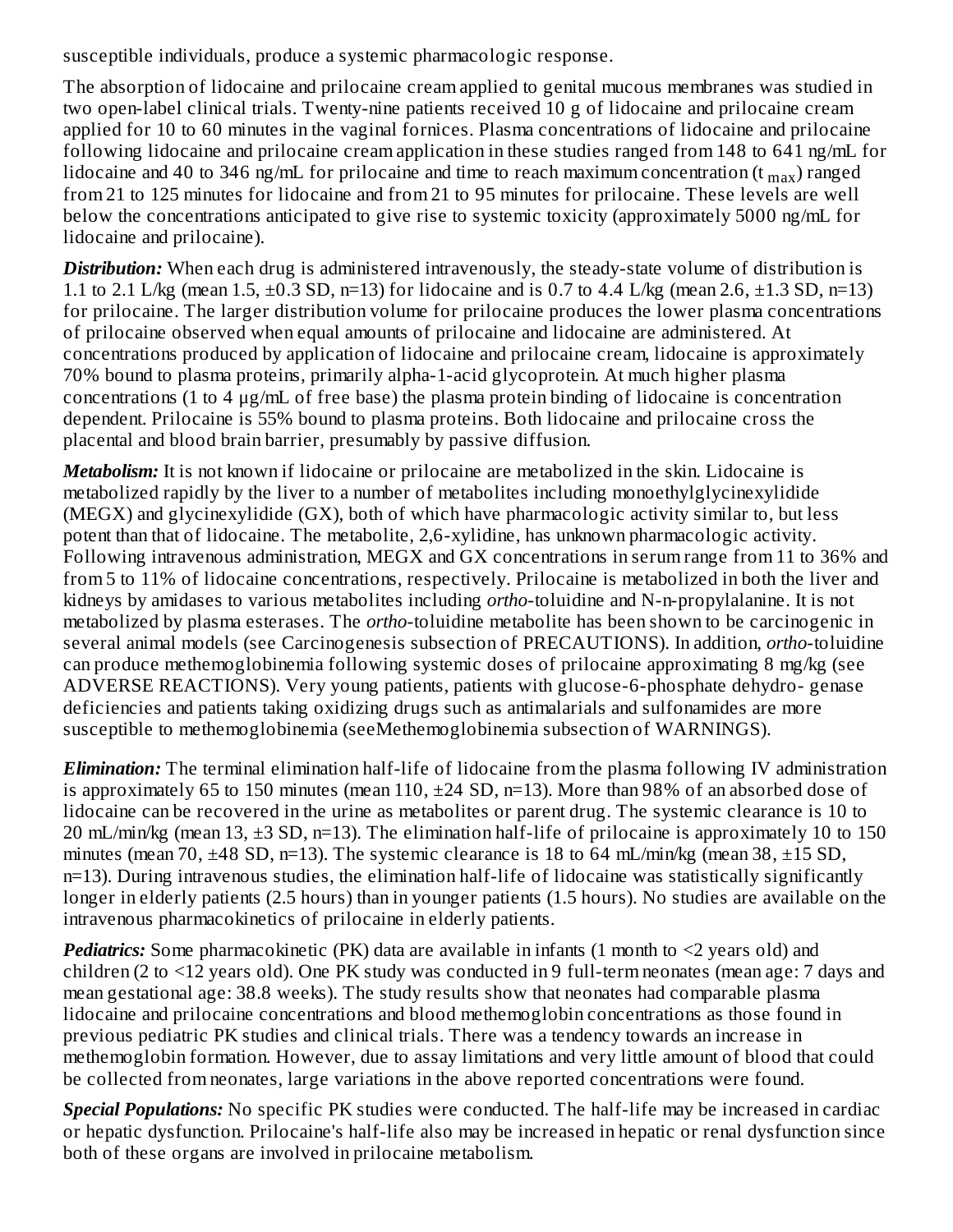susceptible individuals, produce a systemic pharmacologic response.

The absorption of lidocaine and prilocaine cream applied to genital mucous membranes was studied in two open-label clinical trials. Twenty-nine patients received 10 g of lidocaine and prilocaine cream applied for 10 to 60 minutes in the vaginal fornices. Plasma concentrations of lidocaine and prilocaine following lidocaine and prilocaine cream application in these studies ranged from 148 to 641 ng/mL for lidocaine and 40 to 346 ng/mL for prilocaine and time to reach maximum concentration ($t_{max}$) ranged from 21 to 125 minutes for lidocaine and from 21 to 95 minutes for prilocaine. These levels are well below the concentrations anticipated to give rise to systemic toxicity (approximately 5000 ng/mL for lidocaine and prilocaine).

***Distribution:*** When each drug is administered intravenously, the steady-state volume of distribution is 1.1 to 2.1 L/kg (mean 1.5, ±0.3 SD, n=13) for lidocaine and is 0.7 to 4.4 L/kg (mean 2.6, ±1.3 SD, n=13) for prilocaine. The larger distribution volume for prilocaine produces the lower plasma concentrations of prilocaine observed when equal amounts of prilocaine and lidocaine are administered. At concentrations produced by application of lidocaine and prilocaine cream, lidocaine is approximately 70% bound to plasma proteins, primarily alpha-1-acid glycoprotein. At much higher plasma concentrations (1 to 4 µg/mL of free base) the plasma protein binding of lidocaine is concentration dependent. Prilocaine is 55% bound to plasma proteins. Both lidocaine and prilocaine cross the placental and blood brain barrier, presumably by passive diffusion.

***Metabolism:*** It is not known if lidocaine or prilocaine are metabolized in the skin. Lidocaine is metabolized rapidly by the liver to a number of metabolites including monoethylglycinexylidide (MEGX) and glycinexylidide (GX), both of which have pharmacologic activity similar to, but less potent than that of lidocaine. The metabolite, 2,6-xylidine, has unknown pharmacologic activity. Following intravenous administration, MEGX and GX concentrations in serum range from 11 to 36% and from 5 to 11% of lidocaine concentrations, respectively. Prilocaine is metabolized in both the liver and kidneys by amidases to various metabolites including *ortho*-toluidine and N-n-propylalanine. It is not metabolized by plasma esterases. The *ortho*-toluidine metabolite has been shown to be carcinogenic in several animal models (see Carcinogenesis subsection of PRECAUTIONS). In addition, *ortho*-toluidine can produce methemoglobinemia following systemic doses of prilocaine approximating 8 mg/kg (see ADVERSE REACTIONS). Very young patients, patients with glucose-6-phosphate dehydro- genase deficiencies and patients taking oxidizing drugs such as antimalarials and sulfonamides are more susceptible to methemoglobinemia (seeMethemoglobinemia subsection of WARNINGS).

***Elimination:*** The terminal elimination half-life of lidocaine from the plasma following IV administration is approximately 65 to 150 minutes (mean 110, ±24 SD, n=13). More than 98% of an absorbed dose of lidocaine can be recovered in the urine as metabolites or parent drug. The systemic clearance is 10 to 20 mL/min/kg (mean 13, ±3 SD, n=13). The elimination half-life of prilocaine is approximately 10 to 150 minutes (mean 70, ±48 SD, n=13). The systemic clearance is 18 to 64 mL/min/kg (mean 38, ±15 SD, n=13). During intravenous studies, the elimination half-life of lidocaine was statistically significantly longer in elderly patients (2.5 hours) than in younger patients (1.5 hours). No studies are available on the intravenous pharmacokinetics of prilocaine in elderly patients.

***Pediatrics:*** Some pharmacokinetic (PK) data are available in infants (1 month to <2 years old) and children (2 to <12 years old). One PK study was conducted in 9 full-term neonates (mean age: 7 days and mean gestational age: 38.8 weeks). The study results show that neonates had comparable plasma lidocaine and prilocaine concentrations and blood methemoglobin concentrations as those found in previous pediatric PK studies and clinical trials. There was a tendency towards an increase in methemoglobin formation. However, due to assay limitations and very little amount of blood that could be collected from neonates, large variations in the above reported concentrations were found.

***Special Populations:*** No specific PK studies were conducted. The half-life may be increased in cardiac or hepatic dysfunction. Prilocaine's half-life also may be increased in hepatic or renal dysfunction since both of these organs are involved in prilocaine metabolism.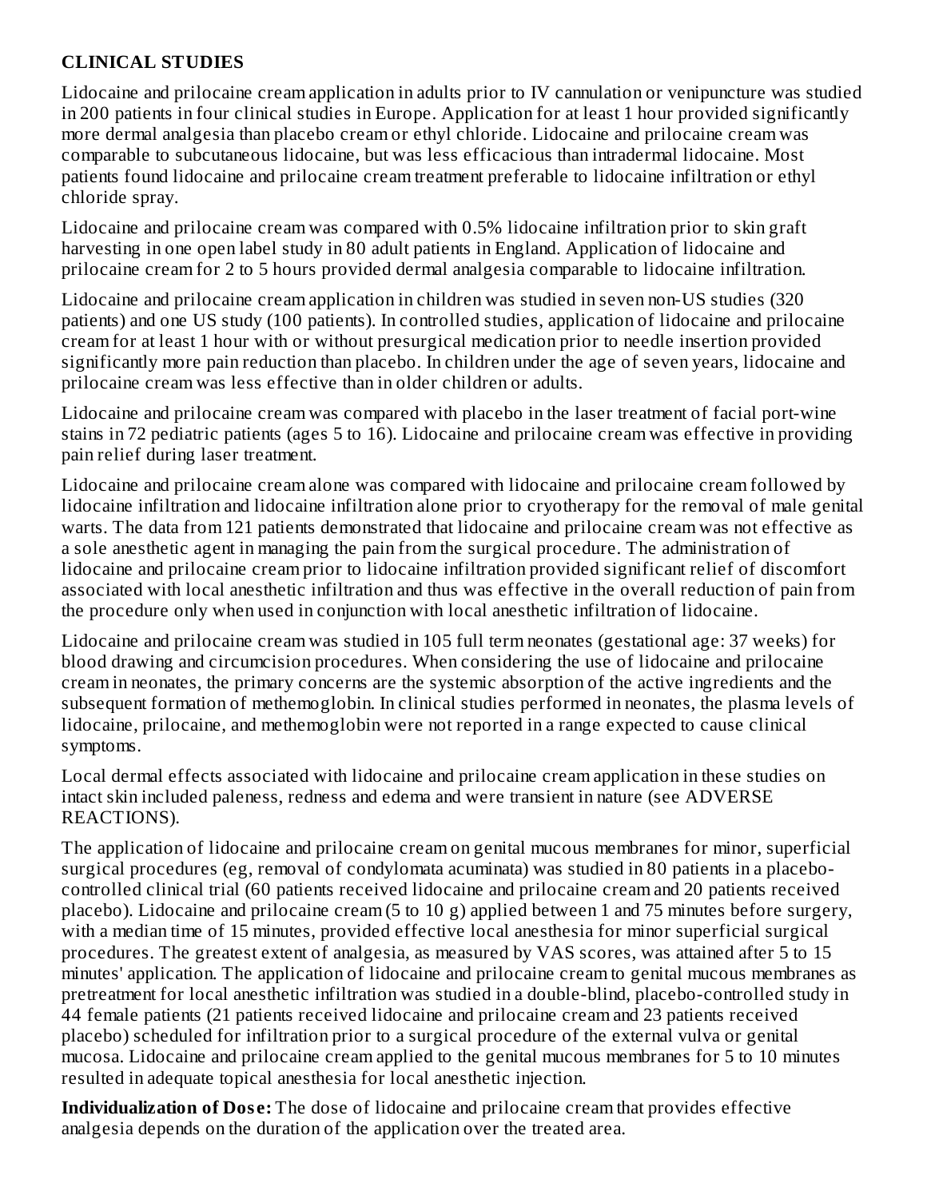## CLINICAL STUDIES

Lidocaine and prilocaine cream application in adults prior to IV cannulation or venipuncture was studied in 200 patients in four clinical studies in Europe. Application for at least 1 hour provided significantly more dermal analgesia than placebo cream or ethyl chloride. Lidocaine and prilocaine cream was comparable to subcutaneous lidocaine, but was less efficacious than intradermal lidocaine. Most patients found lidocaine and prilocaine cream treatment preferable to lidocaine infiltration or ethyl chloride spray.

Lidocaine and prilocaine cream was compared with 0.5% lidocaine infiltration prior to skin graft harvesting in one open label study in 80 adult patients in England. Application of lidocaine and prilocaine cream for 2 to 5 hours provided dermal analgesia comparable to lidocaine infiltration.

Lidocaine and prilocaine cream application in children was studied in seven non-US studies (320 patients) and one US study (100 patients). In controlled studies, application of lidocaine and prilocaine cream for at least 1 hour with or without presurgical medication prior to needle insertion provided significantly more pain reduction than placebo. In children under the age of seven years, lidocaine and prilocaine cream was less effective than in older children or adults.

Lidocaine and prilocaine cream was compared with placebo in the laser treatment of facial port-wine stains in 72 pediatric patients (ages 5 to 16). Lidocaine and prilocaine cream was effective in providing pain relief during laser treatment.

Lidocaine and prilocaine cream alone was compared with lidocaine and prilocaine cream followed by lidocaine infiltration and lidocaine infiltration alone prior to cryotherapy for the removal of male genital warts. The data from 121 patients demonstrated that lidocaine and prilocaine cream was not effective as a sole anesthetic agent in managing the pain from the surgical procedure. The administration of lidocaine and prilocaine cream prior to lidocaine infiltration provided significant relief of discomfort associated with local anesthetic infiltration and thus was effective in the overall reduction of pain from the procedure only when used in conjunction with local anesthetic infiltration of lidocaine.

Lidocaine and prilocaine cream was studied in 105 full term neonates (gestational age: 37 weeks) for blood drawing and circumcision procedures. When considering the use of lidocaine and prilocaine cream in neonates, the primary concerns are the systemic absorption of the active ingredients and the subsequent formation of methemoglobin. In clinical studies performed in neonates, the plasma levels of lidocaine, prilocaine, and methemoglobin were not reported in a range expected to cause clinical symptoms.

Local dermal effects associated with lidocaine and prilocaine cream application in these studies on intact skin included paleness, redness and edema and were transient in nature (see ADVERSE REACTIONS).

The application of lidocaine and prilocaine cream on genital mucous membranes for minor, superficial surgical procedures (eg, removal of condylomata acuminata) was studied in 80 patients in a placebo-controlled clinical trial (60 patients received lidocaine and prilocaine cream and 20 patients received placebo). Lidocaine and prilocaine cream (5 to 10 g) applied between 1 and 75 minutes before surgery, with a median time of 15 minutes, provided effective local anesthesia for minor superficial surgical procedures. The greatest extent of analgesia, as measured by VAS scores, was attained after 5 to 15 minutes' application. The application of lidocaine and prilocaine cream to genital mucous membranes as pretreatment for local anesthetic infiltration was studied in a double-blind, placebo-controlled study in 44 female patients (21 patients received lidocaine and prilocaine cream and 23 patients received placebo) scheduled for infiltration prior to a surgical procedure of the external vulva or genital mucosa. Lidocaine and prilocaine cream applied to the genital mucous membranes for 5 to 10 minutes resulted in adequate topical anesthesia for local anesthetic injection.

**Individualization of Dose:** The dose of lidocaine and prilocaine cream that provides effective analgesia depends on the duration of the application over the treated area.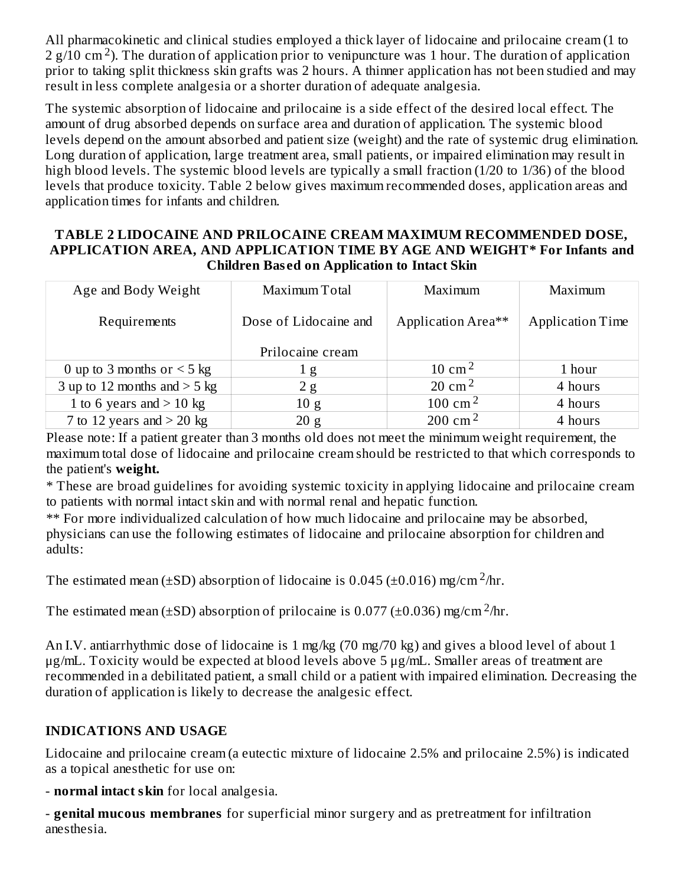All pharmacokinetic and clinical studies employed a thick layer of lidocaine and prilocaine cream (1 to 2 g/10 $cm^2$). The duration of application prior to venipuncture was 1 hour. The duration of application prior to taking split thickness skin grafts was 2 hours. A thinner application has not been studied and may result in less complete analgesia or a shorter duration of adequate analgesia.

The systemic absorption of lidocaine and prilocaine is a side effect of the desired local effect. The amount of drug absorbed depends on surface area and duration of application. The systemic blood levels depend on the amount absorbed and patient size (weight) and the rate of systemic drug elimination. Long duration of application, large treatment area, small patients, or impaired elimination may result in high blood levels. The systemic blood levels are typically a small fraction (1/20 to 1/36) of the blood levels that produce toxicity. Table 2 below gives maximum recommended doses, application areas and application times for infants and children.

**TABLE 2 LIDOCAINE AND PRILOCAINE CREAM MAXIMUM RECOMMENDED DOSE, APPLICATION AREA, AND APPLICATION TIME BY AGE AND WEIGHT* For Infants and Children Based on Application to Intact Skin**

| Age and Body Weight Requirements | Maximum Total Dose of Lidocaine and Prilocaine cream | Maximum Application Area** | Maximum Application Time |
| --- | --- | --- | --- |
| 0 up to 3 months or < 5 kg | 1 g | 10 $cm^2$ | 1 hour |
| 3 up to 12 months and > 5 kg | 2 g | 20 $cm^2$ | 4 hours |
| 1 to 6 years and > 10 kg | 10 g | 100 $cm^2$ | 4 hours |
| 7 to 12 years and > 20 kg | 20 g | 200 $cm^2$ | 4 hours |

Please note: If a patient greater than 3 months old does not meet the minimum weight requirement, the maximum total dose of lidocaine and prilocaine cream should be restricted to that which corresponds to the patient's **weight.**

* These are broad guidelines for avoiding systemic toxicity in applying lidocaine and prilocaine cream to patients with normal intact skin and with normal renal and hepatic function.

** For more individualized calculation of how much lidocaine and prilocaine may be absorbed, physicians can use the following estimates of lidocaine and prilocaine absorption for children and adults:

The estimated mean (±SD) absorption of lidocaine is 0.045 (±0.016) mg/$cm^2$/hr.

The estimated mean (±SD) absorption of prilocaine is 0.077 (±0.036) mg/$cm^2$/hr.

An I.V. antiarrhythmic dose of lidocaine is 1 mg/kg (70 mg/70 kg) and gives a blood level of about 1 µg/mL. Toxicity would be expected at blood levels above 5 µg/mL. Smaller areas of treatment are recommended in a debilitated patient, a small child or a patient with impaired elimination. Decreasing the duration of application is likely to decrease the analgesic effect.

## INDICATIONS AND USAGE

Lidocaine and prilocaine cream (a eutectic mixture of lidocaine 2.5% and prilocaine 2.5%) is indicated as a topical anesthetic for use on:

- **normal intact skin** for local analgesia.

- **genital mucous membranes** for superficial minor surgery and as pretreatment for infiltration anesthesia.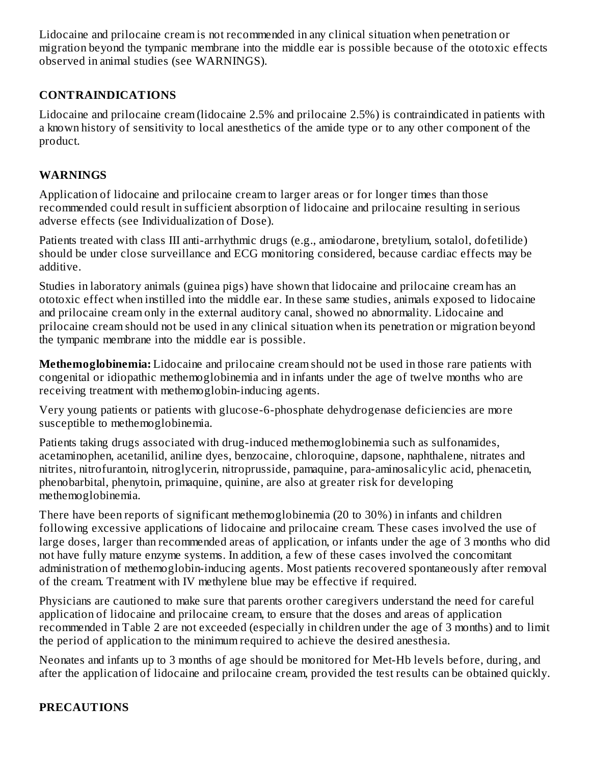Lidocaine and prilocaine cream is not recommended in any clinical situation when penetration or migration beyond the tympanic membrane into the middle ear is possible because of the ototoxic effects observed in animal studies (see WARNINGS).

## CONTRAINDICATIONS

Lidocaine and prilocaine cream (lidocaine 2.5% and prilocaine 2.5%) is contraindicated in patients with a known history of sensitivity to local anesthetics of the amide type or to any other component of the product.

## WARNINGS

Application of lidocaine and prilocaine cream to larger areas or for longer times than those recommended could result in sufficient absorption of lidocaine and prilocaine resulting in serious adverse effects (see Individualization of Dose).

Patients treated with class III anti-arrhythmic drugs (e.g., amiodarone, bretylium, sotalol, dofetilide) should be under close surveillance and ECG monitoring considered, because cardiac effects may be additive.

Studies in laboratory animals (guinea pigs) have shown that lidocaine and prilocaine cream has an ototoxic effect when instilled into the middle ear. In these same studies, animals exposed to lidocaine and prilocaine cream only in the external auditory canal, showed no abnormality. Lidocaine and prilocaine cream should not be used in any clinical situation when its penetration or migration beyond the tympanic membrane into the middle ear is possible.

**Methemoglobinemia:** Lidocaine and prilocaine cream should not be used in those rare patients with congenital or idiopathic methemoglobinemia and in infants under the age of twelve months who are receiving treatment with methemoglobin-inducing agents.

Very young patients or patients with glucose-6-phosphate dehydrogenase deficiencies are more susceptible to methemoglobinemia.

Patients taking drugs associated with drug-induced methemoglobinemia such as sulfonamides, acetaminophen, acetanilid, aniline dyes, benzocaine, chloroquine, dapsone, naphthalene, nitrates and nitrites, nitrofurantoin, nitroglycerin, nitroprusside, pamaquine, para-aminosalicylic acid, phenacetin, phenobarbital, phenytoin, primaquine, quinine, are also at greater risk for developing methemoglobinemia.

There have been reports of significant methemoglobinemia (20 to 30%) in infants and children following excessive applications of lidocaine and prilocaine cream. These cases involved the use of large doses, larger than recommended areas of application, or infants under the age of 3 months who did not have fully mature enzyme systems. In addition, a few of these cases involved the concomitant administration of methemoglobin-inducing agents. Most patients recovered spontaneously after removal of the cream. Treatment with IV methylene blue may be effective if required.

Physicians are cautioned to make sure that parents orother caregivers understand the need for careful application of lidocaine and prilocaine cream, to ensure that the doses and areas of application recommended in Table 2 are not exceeded (especially in children under the age of 3 months) and to limit the period of application to the minimum required to achieve the desired anesthesia.

Neonates and infants up to 3 months of age should be monitored for Met-Hb levels before, during, and after the application of lidocaine and prilocaine cream, provided the test results can be obtained quickly.

## PRECAUTIONS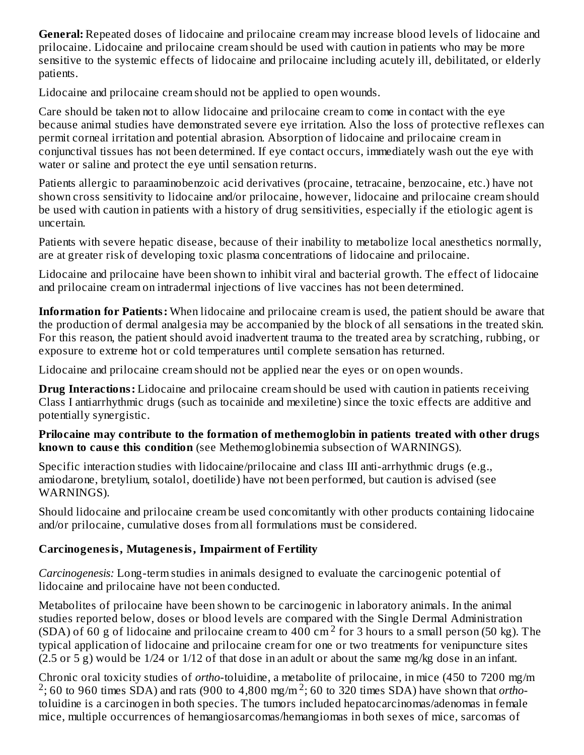**General:** Repeated doses of lidocaine and prilocaine cream may increase blood levels of lidocaine and prilocaine. Lidocaine and prilocaine cream should be used with caution in patients who may be more sensitive to the systemic effects of lidocaine and prilocaine including acutely ill, debilitated, or elderly patients.

Lidocaine and prilocaine cream should not be applied to open wounds.

Care should be taken not to allow lidocaine and prilocaine cream to come in contact with the eye because animal studies have demonstrated severe eye irritation. Also the loss of protective reflexes can permit corneal irritation and potential abrasion. Absorption of lidocaine and prilocaine cream in conjunctival tissues has not been determined. If eye contact occurs, immediately wash out the eye with water or saline and protect the eye until sensation returns.

Patients allergic to paraaminobenzoic acid derivatives (procaine, tetracaine, benzocaine, etc.) have not shown cross sensitivity to lidocaine and/or prilocaine, however, lidocaine and prilocaine cream should be used with caution in patients with a history of drug sensitivities, especially if the etiologic agent is uncertain.

Patients with severe hepatic disease, because of their inability to metabolize local anesthetics normally, are at greater risk of developing toxic plasma concentrations of lidocaine and prilocaine.

Lidocaine and prilocaine have been shown to inhibit viral and bacterial growth. The effect of lidocaine and prilocaine cream on intradermal injections of live vaccines has not been determined.

**Information for Patients:** When lidocaine and prilocaine cream is used, the patient should be aware that the production of dermal analgesia may be accompanied by the block of all sensations in the treated skin. For this reason, the patient should avoid inadvertent trauma to the treated area by scratching, rubbing, or exposure to extreme hot or cold temperatures until complete sensation has returned.

Lidocaine and prilocaine cream should not be applied near the eyes or on open wounds.

**Drug Interactions:** Lidocaine and prilocaine cream should be used with caution in patients receiving Class I antiarrhythmic drugs (such as tocainide and mexiletine) since the toxic effects are additive and potentially synergistic.

**Prilocaine may contribute to the formation of methemoglobin in patients treated with other drugs known to cause this condition** (see Methemoglobinemia subsection of WARNINGS).

Specific interaction studies with lidocaine/prilocaine and class III anti-arrhythmic drugs (e.g., amiodarone, bretylium, sotalol, doetilide) have not been performed, but caution is advised (see WARNINGS).

Should lidocaine and prilocaine cream be used concomitantly with other products containing lidocaine and/or prilocaine, cumulative doses from all formulations must be considered.

**Carcinogenesis, Mutagenesis, Impairment of Fertility**

*Carcinogenesis:* Long-term studies in animals designed to evaluate the carcinogenic potential of lidocaine and prilocaine have not been conducted.

Metabolites of prilocaine have been shown to be carcinogenic in laboratory animals. In the animal studies reported below, doses or blood levels are compared with the Single Dermal Administration (SDA) of 60 g of lidocaine and prilocaine cream to 400 $cm^2$ for 3 hours to a small person (50 kg). The typical application of lidocaine and prilocaine cream for one or two treatments for venipuncture sites (2.5 or 5 g) would be 1/24 or 1/12 of that dose in an adult or about the same mg/kg dose in an infant.

Chronic oral toxicity studies of *ortho*-toluidine, a metabolite of prilocaine, in mice (450 to 7200 $mg/m^2$; 60 to 960 times SDA) and rats (900 to 4,800 $mg/m^2$; 60 to 320 times SDA) have shown that *ortho*-toluidine is a carcinogen in both species. The tumors included hepatocarcinomas/adenomas in female mice, multiple occurrences of hemangiosarcomas/hemangiomas in both sexes of mice, sarcomas of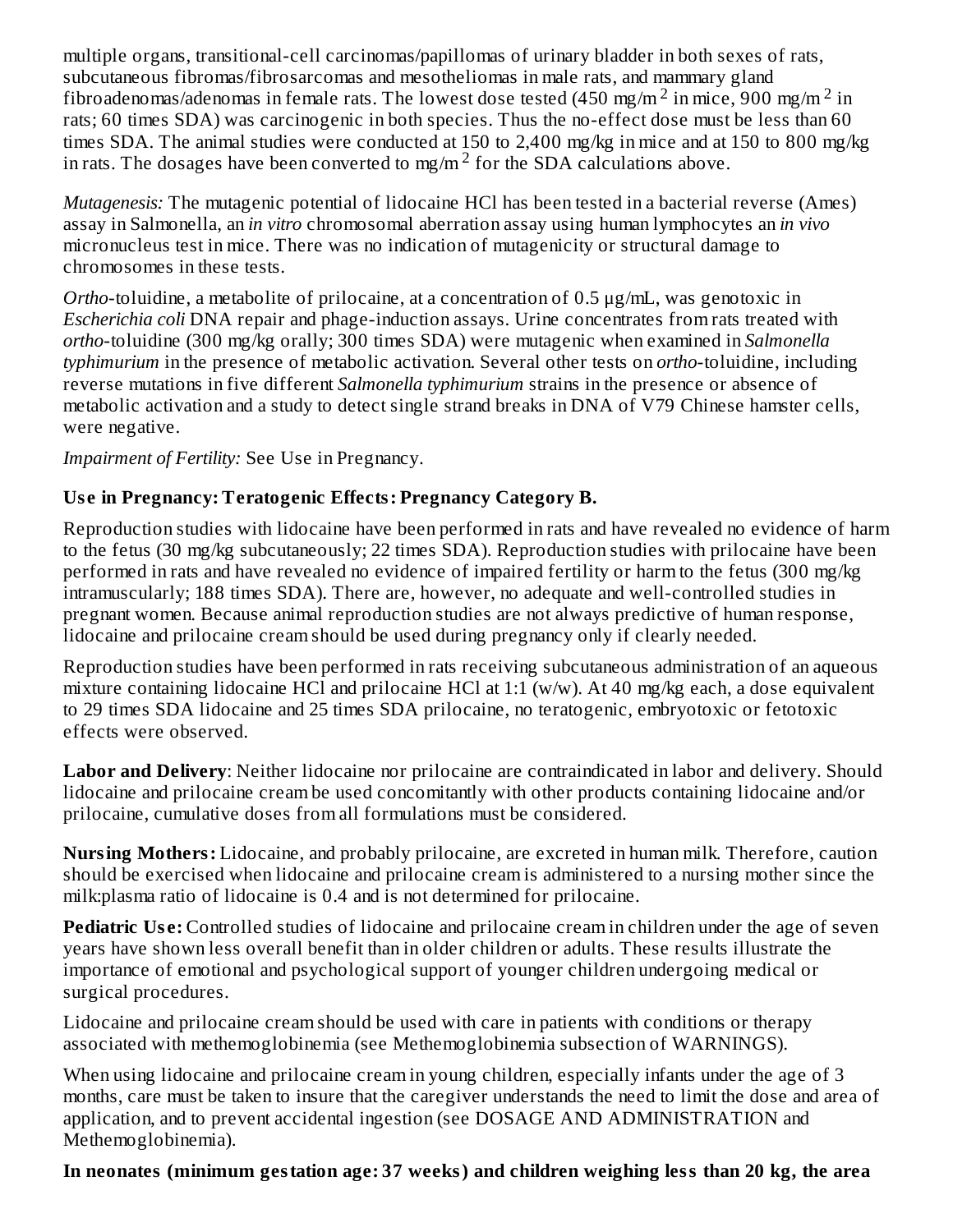multiple organs, transitional-cell carcinomas/papillomas of urinary bladder in both sexes of rats, subcutaneous fibromas/fibrosarcomas and mesotheliomas in male rats, and mammary gland fibroadenomas/adenomas in female rats. The lowest dose tested (450 mg/m$^2$ in mice, 900 mg/m$^2$ in rats; 60 times SDA) was carcinogenic in both species. Thus the no-effect dose must be less than 60 times SDA. The animal studies were conducted at 150 to 2,400 mg/kg in mice and at 150 to 800 mg/kg in rats. The dosages have been converted to mg/m$^2$ for the SDA calculations above.

*Mutagenesis:* The mutagenic potential of lidocaine HCl has been tested in a bacterial reverse (Ames) assay in Salmonella, an *in vitro* chromosomal aberration assay using human lymphocytes an *in vivo* micronucleus test in mice. There was no indication of mutagenicity or structural damage to chromosomes in these tests.

*Ortho*-toluidine, a metabolite of prilocaine, at a concentration of 0.5 µg/mL, was genotoxic in *Escherichia coli* DNA repair and phage-induction assays. Urine concentrates from rats treated with *ortho*-toluidine (300 mg/kg orally; 300 times SDA) were mutagenic when examined in *Salmonella typhimurium* in the presence of metabolic activation. Several other tests on *ortho*-toluidine, including reverse mutations in five different *Salmonella typhimurium* strains in the presence or absence of metabolic activation and a study to detect single strand breaks in DNA of V79 Chinese hamster cells, were negative.

*Impairment of Fertility:* See Use in Pregnancy.

**Use in Pregnancy: Teratogenic Effects: Pregnancy Category B.**

Reproduction studies with lidocaine have been performed in rats and have revealed no evidence of harm to the fetus (30 mg/kg subcutaneously; 22 times SDA). Reproduction studies with prilocaine have been performed in rats and have revealed no evidence of impaired fertility or harm to the fetus (300 mg/kg intramuscularly; 188 times SDA). There are, however, no adequate and well-controlled studies in pregnant women. Because animal reproduction studies are not always predictive of human response, lidocaine and prilocaine cream should be used during pregnancy only if clearly needed.

Reproduction studies have been performed in rats receiving subcutaneous administration of an aqueous mixture containing lidocaine HCl and prilocaine HCl at 1:1 (w/w). At 40 mg/kg each, a dose equivalent to 29 times SDA lidocaine and 25 times SDA prilocaine, no teratogenic, embryotoxic or fetotoxic effects were observed.

**Labor and Delivery**: Neither lidocaine nor prilocaine are contraindicated in labor and delivery. Should lidocaine and prilocaine cream be used concomitantly with other products containing lidocaine and/or prilocaine, cumulative doses from all formulations must be considered.

**Nursing Mothers:** Lidocaine, and probably prilocaine, are excreted in human milk. Therefore, caution should be exercised when lidocaine and prilocaine cream is administered to a nursing mother since the milk:plasma ratio of lidocaine is 0.4 and is not determined for prilocaine.

**Pediatric Use:** Controlled studies of lidocaine and prilocaine cream in children under the age of seven years have shown less overall benefit than in older children or adults. These results illustrate the importance of emotional and psychological support of younger children undergoing medical or surgical procedures.

Lidocaine and prilocaine cream should be used with care in patients with conditions or therapy associated with methemoglobinemia (see Methemoglobinemia subsection of WARNINGS).

When using lidocaine and prilocaine cream in young children, especially infants under the age of 3 months, care must be taken to insure that the caregiver understands the need to limit the dose and area of application, and to prevent accidental ingestion (see DOSAGE AND ADMINISTRATION and Methemoglobinemia).

**In neonates (minimum gestation age: 37 weeks) and children weighing less than 20 kg, the area**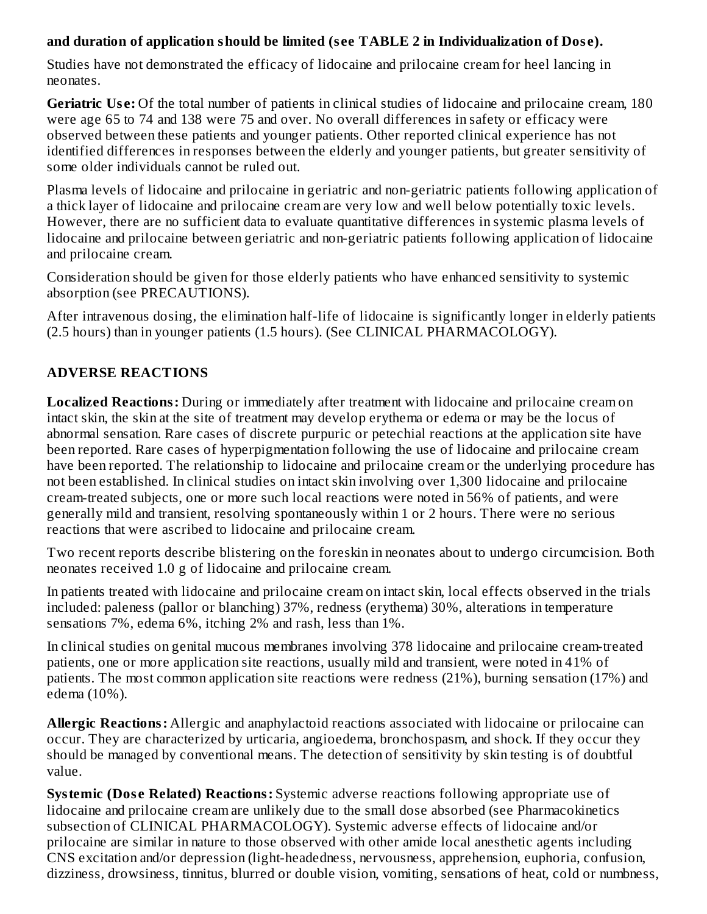**and duration of application should be limited (see TABLE 2 in Individualization of Dose).**

Studies have not demonstrated the efficacy of lidocaine and prilocaine cream for heel lancing in neonates.

**Geriatric Use:** Of the total number of patients in clinical studies of lidocaine and prilocaine cream, 180 were age 65 to 74 and 138 were 75 and over. No overall differences in safety or efficacy were observed between these patients and younger patients. Other reported clinical experience has not identified differences in responses between the elderly and younger patients, but greater sensitivity of some older individuals cannot be ruled out.

Plasma levels of lidocaine and prilocaine in geriatric and non-geriatric patients following application of a thick layer of lidocaine and prilocaine cream are very low and well below potentially toxic levels. However, there are no sufficient data to evaluate quantitative differences in systemic plasma levels of lidocaine and prilocaine between geriatric and non-geriatric patients following application of lidocaine and prilocaine cream.

Consideration should be given for those elderly patients who have enhanced sensitivity to systemic absorption (see PRECAUTIONS).

After intravenous dosing, the elimination half-life of lidocaine is significantly longer in elderly patients (2.5 hours) than in younger patients (1.5 hours). (See CLINICAL PHARMACOLOGY).

## ADVERSE REACTIONS

**Localized Reactions:** During or immediately after treatment with lidocaine and prilocaine cream on intact skin, the skin at the site of treatment may develop erythema or edema or may be the locus of abnormal sensation. Rare cases of discrete purpuric or petechial reactions at the application site have been reported. Rare cases of hyperpigmentation following the use of lidocaine and prilocaine cream have been reported. The relationship to lidocaine and prilocaine cream or the underlying procedure has not been established. In clinical studies on intact skin involving over 1,300 lidocaine and prilocaine cream-treated subjects, one or more such local reactions were noted in 56% of patients, and were generally mild and transient, resolving spontaneously within 1 or 2 hours. There were no serious reactions that were ascribed to lidocaine and prilocaine cream.

Two recent reports describe blistering on the foreskin in neonates about to undergo circumcision. Both neonates received 1.0 g of lidocaine and prilocaine cream.

In patients treated with lidocaine and prilocaine cream on intact skin, local effects observed in the trials included: paleness (pallor or blanching) 37%, redness (erythema) 30%, alterations in temperature sensations 7%, edema 6%, itching 2% and rash, less than 1%.

In clinical studies on genital mucous membranes involving 378 lidocaine and prilocaine cream-treated patients, one or more application site reactions, usually mild and transient, were noted in 41% of patients. The most common application site reactions were redness (21%), burning sensation (17%) and edema (10%).

**Allergic Reactions:** Allergic and anaphylactoid reactions associated with lidocaine or prilocaine can occur. They are characterized by urticaria, angioedema, bronchospasm, and shock. If they occur they should be managed by conventional means. The detection of sensitivity by skin testing is of doubtful value.

**Systemic (Dose Related) Reactions:** Systemic adverse reactions following appropriate use of lidocaine and prilocaine cream are unlikely due to the small dose absorbed (see Pharmacokinetics subsection of CLINICAL PHARMACOLOGY). Systemic adverse effects of lidocaine and/or prilocaine are similar in nature to those observed with other amide local anesthetic agents including CNS excitation and/or depression (light-headedness, nervousness, apprehension, euphoria, confusion, dizziness, drowsiness, tinnitus, blurred or double vision, vomiting, sensations of heat, cold or numbness,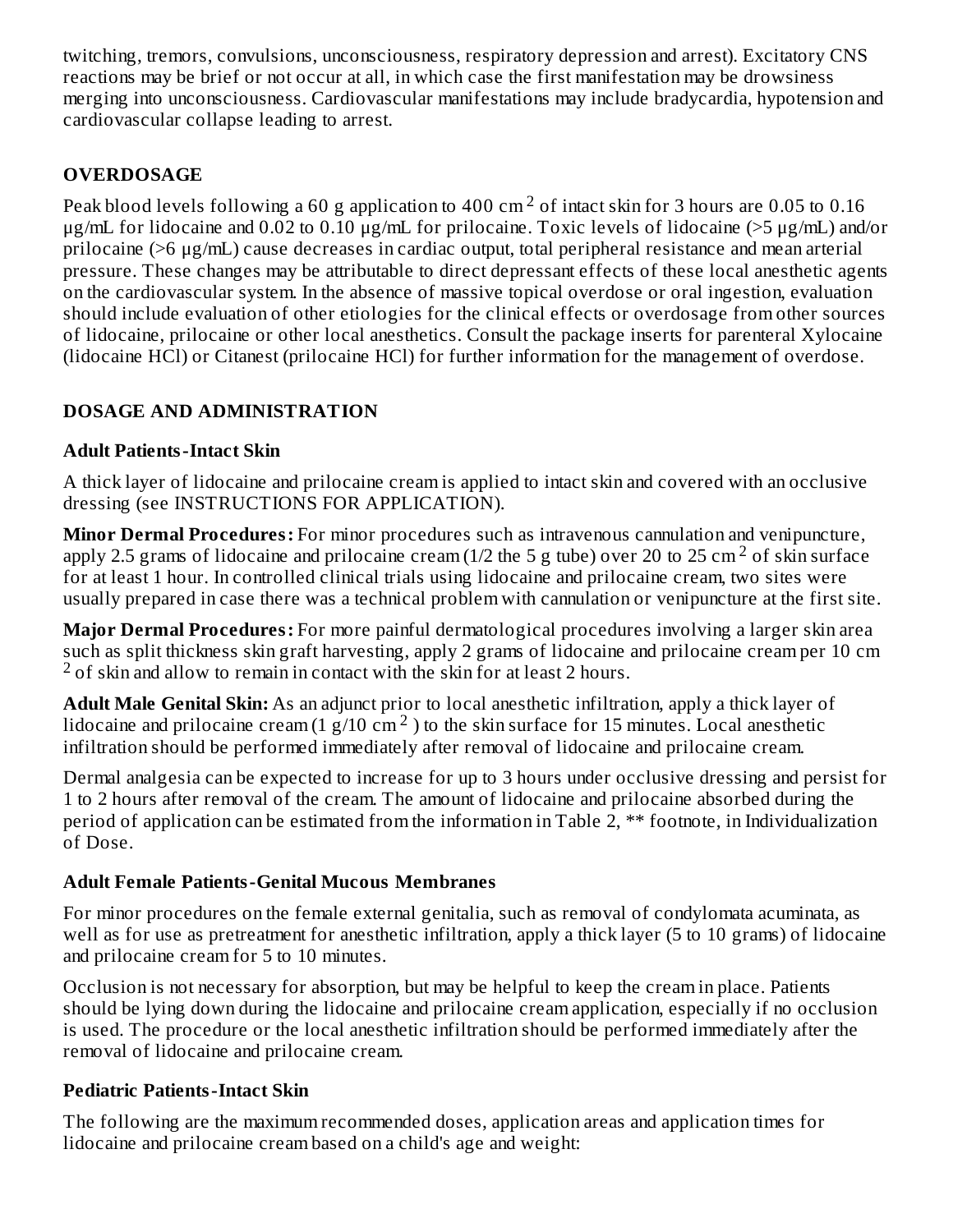twitching, tremors, convulsions, unconsciousness, respiratory depression and arrest). Excitatory CNS reactions may be brief or not occur at all, in which case the first manifestation may be drowsiness merging into unconsciousness. Cardiovascular manifestations may include bradycardia, hypotension and cardiovascular collapse leading to arrest.

## OVERDOSAGE

Peak blood levels following a 60 g application to 400 $cm^2$ of intact skin for 3 hours are 0.05 to 0.16 µg/mL for lidocaine and 0.02 to 0.10 µg/mL for prilocaine. Toxic levels of lidocaine (>5 µg/mL) and/or prilocaine (>6 µg/mL) cause decreases in cardiac output, total peripheral resistance and mean arterial pressure. These changes may be attributable to direct depressant effects of these local anesthetic agents on the cardiovascular system. In the absence of massive topical overdose or oral ingestion, evaluation should include evaluation of other etiologies for the clinical effects or overdosage from other sources of lidocaine, prilocaine or other local anesthetics. Consult the package inserts for parenteral Xylocaine (lidocaine HCl) or Citanest (prilocaine HCl) for further information for the management of overdose.

## DOSAGE AND ADMINISTRATION

### Adult Patients-Intact Skin

A thick layer of lidocaine and prilocaine cream is applied to intact skin and covered with an occlusive dressing (see INSTRUCTIONS FOR APPLICATION).

**Minor Dermal Procedures:** For minor procedures such as intravenous cannulation and venipuncture, apply 2.5 grams of lidocaine and prilocaine cream (1/2 the 5 g tube) over 20 to 25 $cm^2$ of skin surface for at least 1 hour. In controlled clinical trials using lidocaine and prilocaine cream, two sites were usually prepared in case there was a technical problem with cannulation or venipuncture at the first site.

**Major Dermal Procedures:** For more painful dermatological procedures involving a larger skin area such as split thickness skin graft harvesting, apply 2 grams of lidocaine and prilocaine cream per 10 $cm^2$ of skin and allow to remain in contact with the skin for at least 2 hours.

**Adult Male Genital Skin:** As an adjunct prior to local anesthetic infiltration, apply a thick layer of lidocaine and prilocaine cream (1 g/10 $cm^2$ ) to the skin surface for 15 minutes. Local anesthetic infiltration should be performed immediately after removal of lidocaine and prilocaine cream.

Dermal analgesia can be expected to increase for up to 3 hours under occlusive dressing and persist for 1 to 2 hours after removal of the cream. The amount of lidocaine and prilocaine absorbed during the period of application can be estimated from the information in Table 2, ** footnote, in Individualization of Dose.

### Adult Female Patients-Genital Mucous Membranes

For minor procedures on the female external genitalia, such as removal of condylomata acuminata, as well as for use as pretreatment for anesthetic infiltration, apply a thick layer (5 to 10 grams) of lidocaine and prilocaine cream for 5 to 10 minutes.

Occlusion is not necessary for absorption, but may be helpful to keep the cream in place. Patients should be lying down during the lidocaine and prilocaine cream application, especially if no occlusion is used. The procedure or the local anesthetic infiltration should be performed immediately after the removal of lidocaine and prilocaine cream.

### Pediatric Patients-Intact Skin

The following are the maximum recommended doses, application areas and application times for lidocaine and prilocaine cream based on a child's age and weight: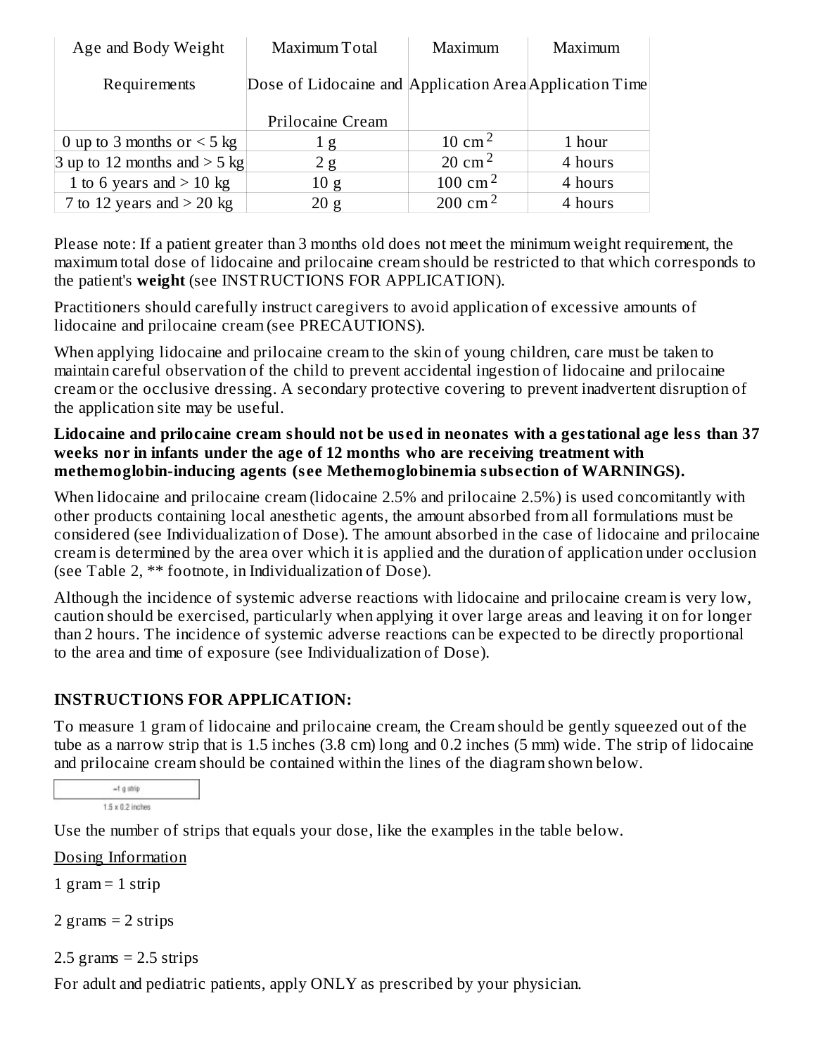| Age and Body Weight Requirements | Maximum Total Dose of Lidocaine and Prilocaine Cream | Maximum Application Area | Maximum Application Time |
|---|---|---|---|
| 0 up to 3 months or < 5 kg | 1 g | 10 $cm^2$ | 1 hour |
| 3 up to 12 months and > 5 kg | 2 g | 20 $cm^2$ | 4 hours |
| 1 to 6 years and > 10 kg | 10 g | 100 $cm^2$ | 4 hours |
| 7 to 12 years and > 20 kg | 20 g | 200 $cm^2$ | 4 hours |

Please note: If a patient greater than 3 months old does not meet the minimum weight requirement, the maximum total dose of lidocaine and prilocaine cream should be restricted to that which corresponds to the patient's **weight** (see INSTRUCTIONS FOR APPLICATION).

Practitioners should carefully instruct caregivers to avoid application of excessive amounts of lidocaine and prilocaine cream (see PRECAUTIONS).

When applying lidocaine and prilocaine cream to the skin of young children, care must be taken to maintain careful observation of the child to prevent accidental ingestion of lidocaine and prilocaine cream or the occlusive dressing. A secondary protective covering to prevent inadvertent disruption of the application site may be useful.

**Lidocaine and prilocaine cream should not be used in neonates with a gestational age less than 37 weeks nor in infants under the age of 12 months who are receiving treatment with methemoglobin-inducing agents (see Methemoglobinemia subsection of WARNINGS).**

When lidocaine and prilocaine cream (lidocaine 2.5% and prilocaine 2.5%) is used concomitantly with other products containing local anesthetic agents, the amount absorbed from all formulations must be considered (see Individualization of Dose). The amount absorbed in the case of lidocaine and prilocaine cream is determined by the area over which it is applied and the duration of application under occlusion (see Table 2, ** footnote, in Individualization of Dose).

Although the incidence of systemic adverse reactions with lidocaine and prilocaine cream is very low, caution should be exercised, particularly when applying it over large areas and leaving it on for longer than 2 hours. The incidence of systemic adverse reactions can be expected to be directly proportional to the area and time of exposure (see Individualization of Dose).

## INSTRUCTIONS FOR APPLICATION:

To measure 1 gram of lidocaine and prilocaine cream, the Cream should be gently squeezed out of the tube as a narrow strip that is 1.5 inches (3.8 cm) long and 0.2 inches (5 mm) wide. The strip of lidocaine and prilocaine cream should be contained within the lines of the diagram shown below.

~1 g strip

1.5 x 0.2 inches

Use the number of strips that equals your dose, like the examples in the table below.

<u>Dosing Information</u>

1 gram = 1 strip

2 grams = 2 strips

2.5 grams = 2.5 strips

For adult and pediatric patients, apply ONLY as prescribed by your physician.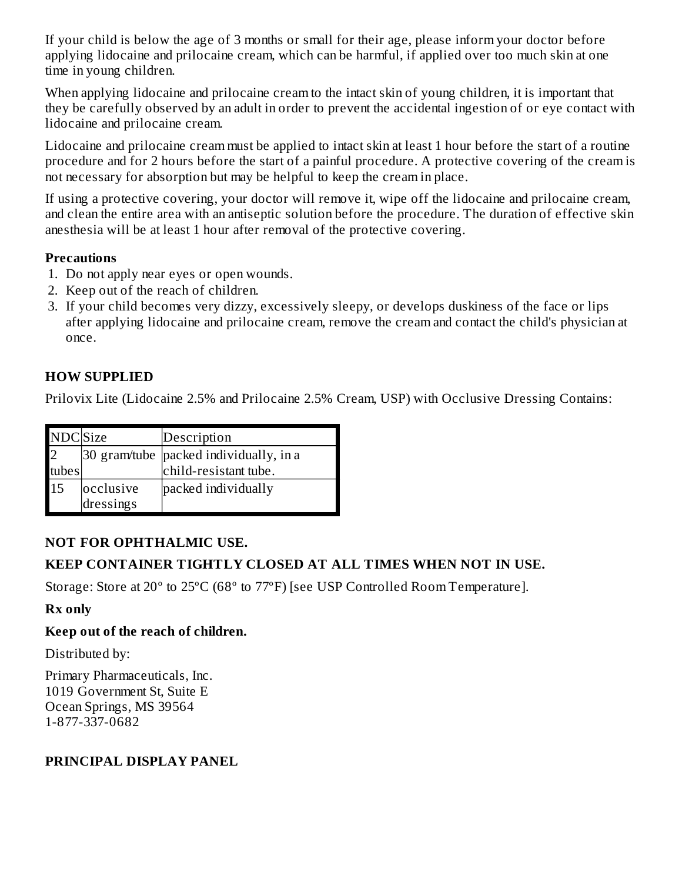If your child is below the age of 3 months or small for their age, please inform your doctor before applying lidocaine and prilocaine cream, which can be harmful, if applied over too much skin at one time in young children.

When applying lidocaine and prilocaine cream to the intact skin of young children, it is important that they be carefully observed by an adult in order to prevent the accidental ingestion of or eye contact with lidocaine and prilocaine cream.

Lidocaine and prilocaine cream must be applied to intact skin at least 1 hour before the start of a routine procedure and for 2 hours before the start of a painful procedure. A protective covering of the cream is not necessary for absorption but may be helpful to keep the cream in place.

If using a protective covering, your doctor will remove it, wipe off the lidocaine and prilocaine cream, and clean the entire area with an antiseptic solution before the procedure. The duration of effective skin anesthesia will be at least 1 hour after removal of the protective covering.

**Precautions**

1. Do not apply near eyes or open wounds.
2. Keep out of the reach of children.
3. If your child becomes very dizzy, excessively sleepy, or develops duskiness of the face or lips after applying lidocaine and prilocaine cream, remove the cream and contact the child's physician at once.

## HOW SUPPLIED

Prilovix Lite (Lidocaine 2.5% and Prilocaine 2.5% Cream, USP) with Occlusive Dressing Contains:

| NDC | Size | Description |
|---|---|---|
| 2 tubes | 30 gram/tube | packed individually, in a child-resistant tube. |
| 15 | occlusive dressings | packed individually |

**NOT FOR OPHTHALMIC USE.**

**KEEP CONTAINER TIGHTLY CLOSED AT ALL TIMES WHEN NOT IN USE.**

Storage: Store at 20° to 25°C (68° to 77°F) [see USP Controlled Room Temperature].

**Rx only**

**Keep out of the reach of children.**

Distributed by:

Primary Pharmaceuticals, Inc.
1019 Government St, Suite E
Ocean Springs, MS 39564
1-877-337-0682

## PRINCIPAL DISPLAY PANEL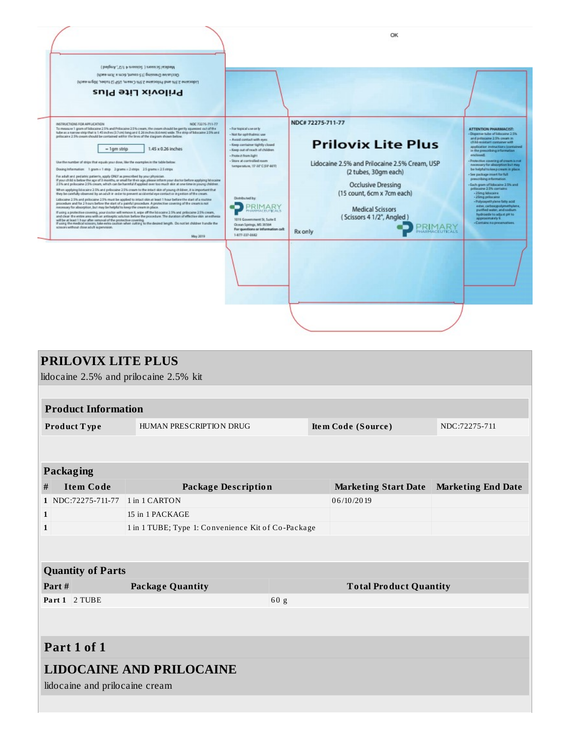OK

Prilovix Lite Plus

Lidocaine 2.5% and Prilocaine 2.5% Cream, USP (2 tubes, 30gm each)

Occlusive Dressing (15 count, 6cm x 7cm each)

Medical Scissors ( Scissors 4 1/2", Angled )

INSTRUCTIONS FOR APPLICATION

NDC 72275-711-77

To measure 1 gram of lidocaine 2.5% and Prilocaine 2.5% cream, the cream should be gently squeezed out of the tube as a narrow strip that is 1.45 inches (3.7cm) long and 0.26 inches (6.6mm) wide. The strip of lidocaine 2.5% and prilocaine 2.5% cream should be contained within the lines of the diagram shown below.

= 1gm strip 1.45 x 0.26 inches

Use the number of strips that equals your dose, like the examples in the table below.

Dosing Information: 1 gram = 1 strip 2 grams = 2 strips 2.5 grams = 2.5 strips

For adult and pediatric patients, apply ONLY as prescribed by your physician.
If your child is below the age of 3 months, or small for their age, please inform your doctor before applying lidocaine 2.5% and prilocaine 2.5% cream, which can be harmful if applied over too much skin at one time in young children.

When applying lidocaine 2.5% and prilocaine 2.5% cream to the intact skin of young children, it is important that they be carefully observed by an adult in order to prevent accidental eye contact or ingestion of the cream.

Lidocaine 2.5% and prilocaine 2.5% must be applied to intact skin at least 1 hour before the start of a routine procedure and for 2 hours before the start of a painful procedure. A protective covering of the cream is not necessary for absorption, but may be helpful to keep the cream in place.

If using a protective covering, your doctor will remove it, wipe off the lidocaine 2.5% and prilocaine 2.5% cream, and clean the entire area with an antiseptic solution before the procedure. The duration of effective skin anesthesia will be at least 1 hour after removal of the protective covering.

If using the medical scissors, take extra caution when cutting to the desired length. Do not let children handle the scissors without close adult supervision.

May 2019

- For topical use only
- Not for ophthalmic use
- Avoid contact with eyes
- Keep container tightly closed
- Keep out of reach of children
- Protect from light
- Store at controlled room temperature, 15°-30°C (59°-86°F)

Distributed by:

PRIMARY PHARMACEUTICALS

1015 Government St, Suite E
Ocean Springs, MS 39564
For questions or information call:
1-877-337-0682

NDC# 72275-711-77

Prilovix Lite Plus

Lidocaine 2.5% and Prilocaine 2.5% Cream, USP
(2 tubes, 30gm each)

Occlusive Dressing
(15 count, 6cm x 7cm each)

Medical Scissors
( Scissors 4 1/2", Angled )

Rx only

PRIMARY PHARMACEUTICALS

ATTENTION PHARMACIST:
- Dispense tube of lidocaine 2.5% and prilocaine 2.5% cream in child-resistant container with application instructions (contained in the prescribing information enclosed).
- Protective covering of cream is not necessary for absorption but may be helpful to keep cream in place.
- See package insert for full prescribing information.
- Each gram of lidocaine 2.5% and prilocaine 2.5% contains:
  - 25mg lidocaine
  - 25mg prilocaine
  - Polyoxyethylene fatty acid ester, carboxypolymethylene, purified water, and sodium hydroxide to adjust pH to approximately 9.
- Contains no preservatives.

# PRILOVIX LITE PLUS

lidocaine 2.5% and prilocaine 2.5% kit

## Product Information

| Product Type | HUMAN PRESCRIPTION DRUG | Item Code (Source) | NDC:72275-711 |
|---|---|---|---|

## Packaging

| # | Item Code | Package Description | Marketing Start Date | Marketing End Date |
|---|---|---|---|---|
| 1 | NDC:72275-711-77 | 1 in 1 CARTON | 06/10/2019 | |
| 1 | | 15 in 1 PACKAGE | | |
| 1 | | 1 in 1 TUBE; Type 1: Convenience Kit of Co-Package | | |

## Quantity of Parts

| Part # | Package Quantity | Total Product Quantity |
|---|---|---|
| Part 1 | 2 TUBE | 60 g |

## Part 1 of 1

## LIDOCAINE AND PRILOCAINE

lidocaine and prilocaine cream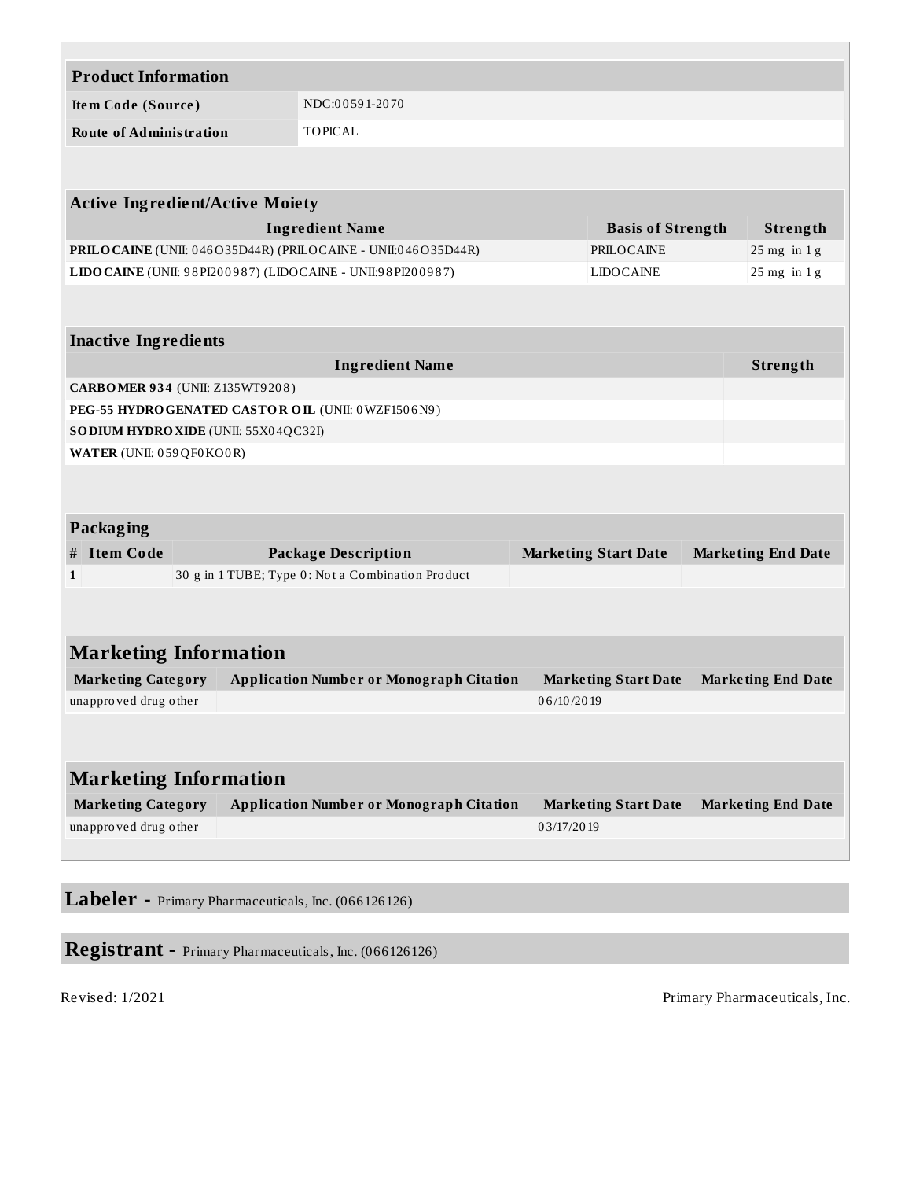## Product Information

| | |
|---|---|
| **Item Code (Source)** | NDC:00591-2070 |
| **Route of Administration** | TOPICAL |

## Active Ingredient/Active Moiety

| Ingredient Name | Basis of Strength | Strength |
|---|---|---|
| **PRILOCAINE** (UNII: 046O35D44R) (PRILOCAINE - UNII:046O35D44R) | PRILOCAINE | 25 mg in 1 g |
| **LIDOCAINE** (UNII: 98PI200987) (LIDOCAINE - UNII:98PI200987) | LIDOCAINE | 25 mg in 1 g |

## Inactive Ingredients

| Ingredient Name | Strength |
|---|---|
| **CARBOMER 934** (UNII: Z135WT9208) | |
| **PEG-55 HYDROGENATED CASTOR OIL** (UNII: 0WZF1506N9) | |
| **SODIUM HYDROXIDE** (UNII: 55X04QC32I) | |
| **WATER** (UNII: 059QF0KO0R) | |

## Packaging

| # | Item Code | Package Description | Marketing Start Date | Marketing End Date |
|---|---|---|---|---|
| 1 | | 30 g in 1 TUBE; Type 0: Not a Combination Product | | |

## Marketing Information

| Marketing Category | Application Number or Monograph Citation | Marketing Start Date | Marketing End Date |
|---|---|---|---|
| unapproved drug other | | 06/10/2019 | |

## Marketing Information

| Marketing Category | Application Number or Monograph Citation | Marketing Start Date | Marketing End Date |
|---|---|---|---|
| unapproved drug other | | 03/17/2019 | |

## Labeler - Primary Pharmaceuticals, Inc. (066126126)

## Registrant - Primary Pharmaceuticals, Inc. (066126126)

Revised: 1/2021

Primary Pharmaceuticals, Inc.